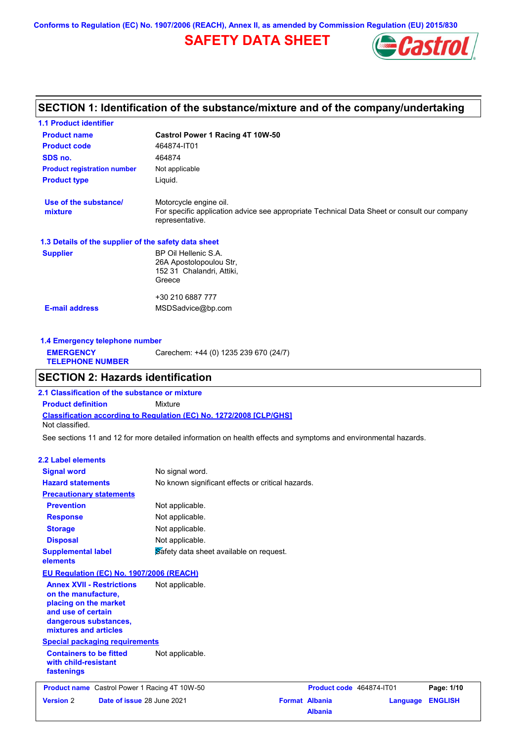Conforms to Regulation (EC) No. 1907/2006 (REACH), Annex II, as amended by Commission Regulation (EU) 2015/830

# SAFETY DATA SHEET

## SECTION 1: Identification of the substance/mixture and of the company/undertaking

### 1.1 Product identifier

| | |
|---|---|
| **Product name** | **Castrol Power 1 Racing 4T 10W-50** |
| **Product code** | 464874-IT01 |
| **SDS no.** | 464874 |
| **Product registration number** | Not applicable |
| **Product type** | Liquid. |
| **Use of the substance/ mixture** | Motorcycle engine oil. For specific application advice see appropriate Technical Data Sheet or consult our company representative. |

### 1.3 Details of the supplier of the safety data sheet

| | |
|---|---|
| **Supplier** | BP Oil Hellenic S.A. 26A Apostolopoulou Str, 152 31 Chalandri, Attiki, Greece<br><br>+30 210 6887 777 |
| **E-mail address** | MSDSadvice@bp.com |

### 1.4 Emergency telephone number

| | |
|---|---|
| **EMERGENCY TELEPHONE NUMBER** | Carechem: +44 (0) 1235 239 670 (24/7) |

## SECTION 2: Hazards identification

### 2.1 Classification of the substance or mixture

**Product definition** Mixture

**Classification according to Regulation (EC) No. 1272/2008 [CLP/GHS]**

Not classified.

See sections 11 and 12 for more detailed information on health effects and symptoms and environmental hazards.

### 2.2 Label elements

| | |
|---|---|
| **Signal word** | No signal word. |
| **Hazard statements** | No known significant effects or critical hazards. |
| **Precautionary statements** | |
| **Prevention** | Not applicable. |
| **Response** | Not applicable. |
| **Storage** | Not applicable. |
| **Disposal** | Not applicable. |
| **Supplemental label elements** | Safety data sheet available on request. |

**EU Regulation (EC) No. 1907/2006 (REACH)**

| | |
|---|---|
| **Annex XVII - Restrictions on the manufacture, placing on the market and use of certain dangerous substances, mixtures and articles** | Not applicable. |

**Special packaging requirements**

| | |
|---|---|
| **Containers to be fitted with child-resistant fastenings** | Not applicable. |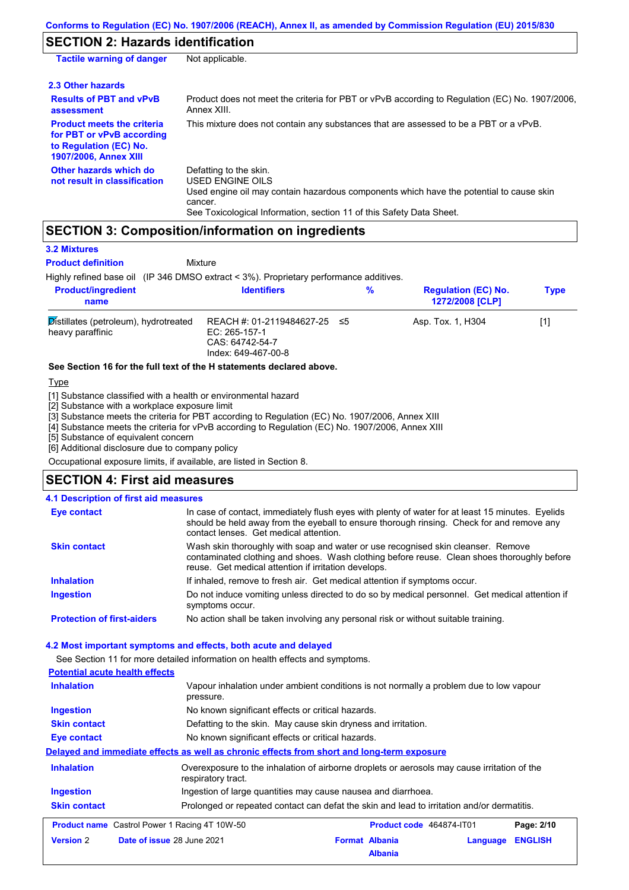## SECTION 2: Hazards identification

**Tactile warning of danger** Not applicable.

### 2.3 Other hazards

**Results of PBT and vPvB assessment** Product does not meet the criteria for PBT or vPvB according to Regulation (EC) No. 1907/2006, Annex XIII.

**Product meets the criteria for PBT or vPvB according to Regulation (EC) No. 1907/2006, Annex XIII** This mixture does not contain any substances that are assessed to be a PBT or a vPvB.

**Other hazards which do not result in classification** Defatting to the skin.
USED ENGINE OILS
Used engine oil may contain hazardous components which have the potential to cause skin cancer.
See Toxicological Information, section 11 of this Safety Data Sheet.

## SECTION 3: Composition/information on ingredients

### 3.2 Mixtures

**Product definition** Mixture

Highly refined base oil (IP 346 DMSO extract < 3%). Proprietary performance additives.

| Product/ingredient name | Identifiers | % | Regulation (EC) No. 1272/2008 [CLP] | Type |
|---|---|---|---|---|
| Distillates (petroleum), hydrotreated heavy paraffinic | REACH #: 01-2119484627-25<br>EC: 265-157-1<br>CAS: 64742-54-7<br>Index: 649-467-00-8 | ≤5 | Asp. Tox. 1, H304 | [1] |

**See Section 16 for the full text of the H statements declared above.**

Type

[1] Substance classified with a health or environmental hazard
[2] Substance with a workplace exposure limit
[3] Substance meets the criteria for PBT according to Regulation (EC) No. 1907/2006, Annex XIII
[4] Substance meets the criteria for vPvB according to Regulation (EC) No. 1907/2006, Annex XIII
[5] Substance of equivalent concern
[6] Additional disclosure due to company policy

Occupational exposure limits, if available, are listed in Section 8.

## SECTION 4: First aid measures

### 4.1 Description of first aid measures

**Eye contact** In case of contact, immediately flush eyes with plenty of water for at least 15 minutes. Eyelids should be held away from the eyeball to ensure thorough rinsing. Check for and remove any contact lenses. Get medical attention.

**Skin contact** Wash skin thoroughly with soap and water or use recognised skin cleanser. Remove contaminated clothing and shoes. Wash clothing before reuse. Clean shoes thoroughly before reuse. Get medical attention if irritation develops.

**Inhalation** If inhaled, remove to fresh air. Get medical attention if symptoms occur.

**Ingestion** Do not induce vomiting unless directed to do so by medical personnel. Get medical attention if symptoms occur.

**Protection of first-aiders** No action shall be taken involving any personal risk or without suitable training.

### 4.2 Most important symptoms and effects, both acute and delayed

See Section 11 for more detailed information on health effects and symptoms.

**Potential acute health effects**

**Inhalation** Vapour inhalation under ambient conditions is not normally a problem due to low vapour pressure.

**Ingestion** No known significant effects or critical hazards.

**Skin contact** Defatting to the skin. May cause skin dryness and irritation.

**Eye contact** No known significant effects or critical hazards.

**Delayed and immediate effects as well as chronic effects from short and long-term exposure**

**Inhalation** Overexposure to the inhalation of airborne droplets or aerosols may cause irritation of the respiratory tract.

**Ingestion** Ingestion of large quantities may cause nausea and diarrhoea.

**Skin contact** Prolonged or repeated contact can defat the skin and lead to irritation and/or dermatitis.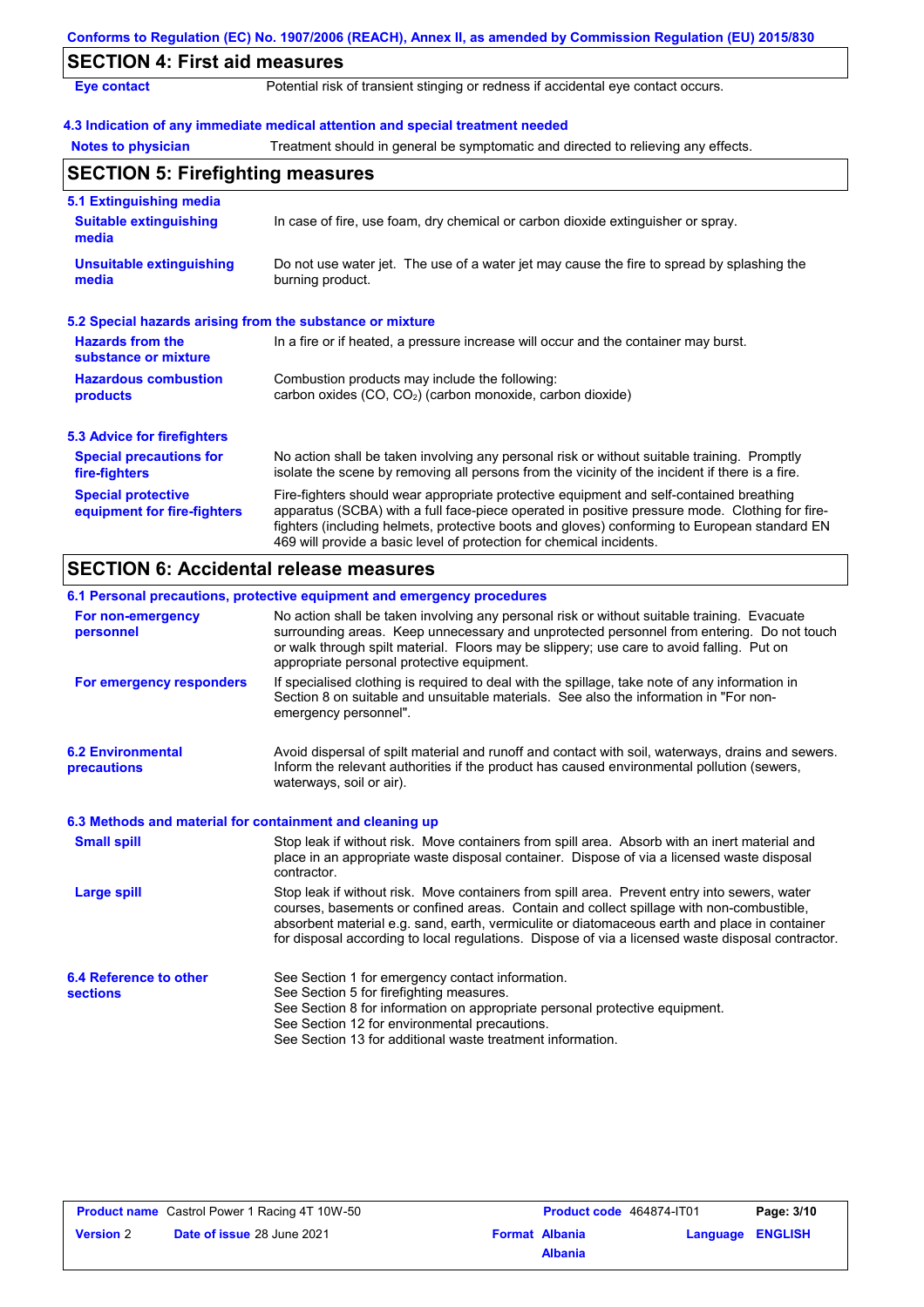## SECTION 4: First aid measures

| | |
|---|---|
| **Eye contact** | Potential risk of transient stinging or redness if accidental eye contact occurs. |

### 4.3 Indication of any immediate medical attention and special treatment needed

| | |
|---|---|
| **Notes to physician** | Treatment should in general be symptomatic and directed to relieving any effects. |

## SECTION 5: Firefighting measures

### 5.1 Extinguishing media

| | |
|---|---|
| **Suitable extinguishing media** | In case of fire, use foam, dry chemical or carbon dioxide extinguisher or spray. |
| **Unsuitable extinguishing media** | Do not use water jet. The use of a water jet may cause the fire to spread by splashing the burning product. |

### 5.2 Special hazards arising from the substance or mixture

| | |
|---|---|
| **Hazards from the substance or mixture** | In a fire or if heated, a pressure increase will occur and the container may burst. |
| **Hazardous combustion products** | Combustion products may include the following: carbon oxides (CO, $CO_2$) (carbon monoxide, carbon dioxide) |

### 5.3 Advice for firefighters

| | |
|---|---|
| **Special precautions for fire-fighters** | No action shall be taken involving any personal risk or without suitable training. Promptly isolate the scene by removing all persons from the vicinity of the incident if there is a fire. |
| **Special protective equipment for fire-fighters** | Fire-fighters should wear appropriate protective equipment and self-contained breathing apparatus (SCBA) with a full face-piece operated in positive pressure mode. Clothing for fire-fighters (including helmets, protective boots and gloves) conforming to European standard EN 469 will provide a basic level of protection for chemical incidents. |

## SECTION 6: Accidental release measures

### 6.1 Personal precautions, protective equipment and emergency procedures

| | |
|---|---|
| **For non-emergency personnel** | No action shall be taken involving any personal risk or without suitable training. Evacuate surrounding areas. Keep unnecessary and unprotected personnel from entering. Do not touch or walk through spilt material. Floors may be slippery; use care to avoid falling. Put on appropriate personal protective equipment. |
| **For emergency responders** | If specialised clothing is required to deal with the spillage, take note of any information in Section 8 on suitable and unsuitable materials. See also the information in "For non-emergency personnel". |

| | |
|---|---|
| **6.2 Environmental precautions** | Avoid dispersal of spilt material and runoff and contact with soil, waterways, drains and sewers. Inform the relevant authorities if the product has caused environmental pollution (sewers, waterways, soil or air). |

### 6.3 Methods and material for containment and cleaning up

| | |
|---|---|
| **Small spill** | Stop leak if without risk. Move containers from spill area. Absorb with an inert material and place in an appropriate waste disposal container. Dispose of via a licensed waste disposal contractor. |
| **Large spill** | Stop leak if without risk. Move containers from spill area. Prevent entry into sewers, water courses, basements or confined areas. Contain and collect spillage with non-combustible, absorbent material e.g. sand, earth, vermiculite or diatomaceous earth and place in container for disposal according to local regulations. Dispose of via a licensed waste disposal contractor. |

| | |
|---|---|
| **6.4 Reference to other sections** | See Section 1 for emergency contact information.<br>See Section 5 for firefighting measures.<br>See Section 8 for information on appropriate personal protective equipment.<br>See Section 12 for environmental precautions.<br>See Section 13 for additional waste treatment information. |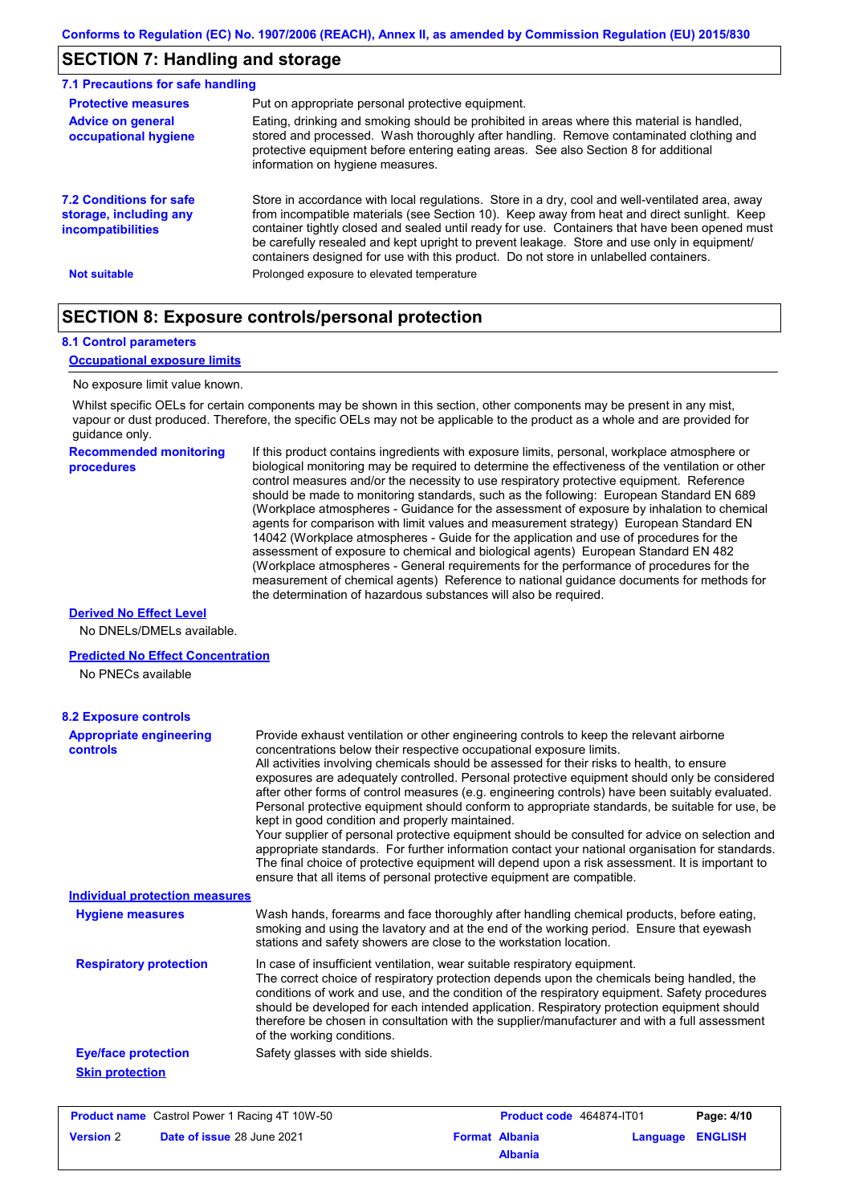## SECTION 7: Handling and storage

### 7.1 Precautions for safe handling

**Protective measures** Put on appropriate personal protective equipment.

**Advice on general occupational hygiene** Eating, drinking and smoking should be prohibited in areas where this material is handled, stored and processed. Wash thoroughly after handling. Remove contaminated clothing and protective equipment before entering eating areas. See also Section 8 for additional information on hygiene measures.

**7.2 Conditions for safe storage, including any incompatibilities** Store in accordance with local regulations. Store in a dry, cool and well-ventilated area, away from incompatible materials (see Section 10). Keep away from heat and direct sunlight. Keep container tightly closed and sealed until ready for use. Containers that have been opened must be carefully resealed and kept upright to prevent leakage. Store and use only in equipment/ containers designed for use with this product. Do not store in unlabelled containers.

**Not suitable** Prolonged exposure to elevated temperature

## SECTION 8: Exposure controls/personal protection

### 8.1 Control parameters

**Occupational exposure limits**

No exposure limit value known.

Whilst specific OELs for certain components may be shown in this section, other components may be present in any mist, vapour or dust produced. Therefore, the specific OELs may not be applicable to the product as a whole and are provided for guidance only.

**Recommended monitoring procedures** If this product contains ingredients with exposure limits, personal, workplace atmosphere or biological monitoring may be required to determine the effectiveness of the ventilation or other control measures and/or the necessity to use respiratory protective equipment. Reference should be made to monitoring standards, such as the following: European Standard EN 689 (Workplace atmospheres - Guidance for the assessment of exposure by inhalation to chemical agents for comparison with limit values and measurement strategy) European Standard EN 14042 (Workplace atmospheres - Guide for the application and use of procedures for the assessment of exposure to chemical and biological agents) European Standard EN 482 (Workplace atmospheres - General requirements for the performance of procedures for the measurement of chemical agents) Reference to national guidance documents for methods for the determination of hazardous substances will also be required.

**Derived No Effect Level**

No DNELs/DMELs available.

**Predicted No Effect Concentration**

No PNECs available

### 8.2 Exposure controls

**Appropriate engineering controls** Provide exhaust ventilation or other engineering controls to keep the relevant airborne concentrations below their respective occupational exposure limits.
All activities involving chemicals should be assessed for their risks to health, to ensure exposures are adequately controlled. Personal protective equipment should only be considered after other forms of control measures (e.g. engineering controls) have been suitably evaluated. Personal protective equipment should conform to appropriate standards, be suitable for use, be kept in good condition and properly maintained.
Your supplier of personal protective equipment should be consulted for advice on selection and appropriate standards. For further information contact your national organisation for standards.
The final choice of protective equipment will depend upon a risk assessment. It is important to ensure that all items of personal protective equipment are compatible.

**Individual protection measures**

**Hygiene measures** Wash hands, forearms and face thoroughly after handling chemical products, before eating, smoking and using the lavatory and at the end of the working period. Ensure that eyewash stations and safety showers are close to the workstation location.

**Respiratory protection** In case of insufficient ventilation, wear suitable respiratory equipment.
The correct choice of respiratory protection depends upon the chemicals being handled, the conditions of work and use, and the condition of the respiratory equipment. Safety procedures should be developed for each intended application. Respiratory protection equipment should therefore be chosen in consultation with the supplier/manufacturer and with a full assessment of the working conditions.

**Eye/face protection** Safety glasses with side shields.

**Skin protection**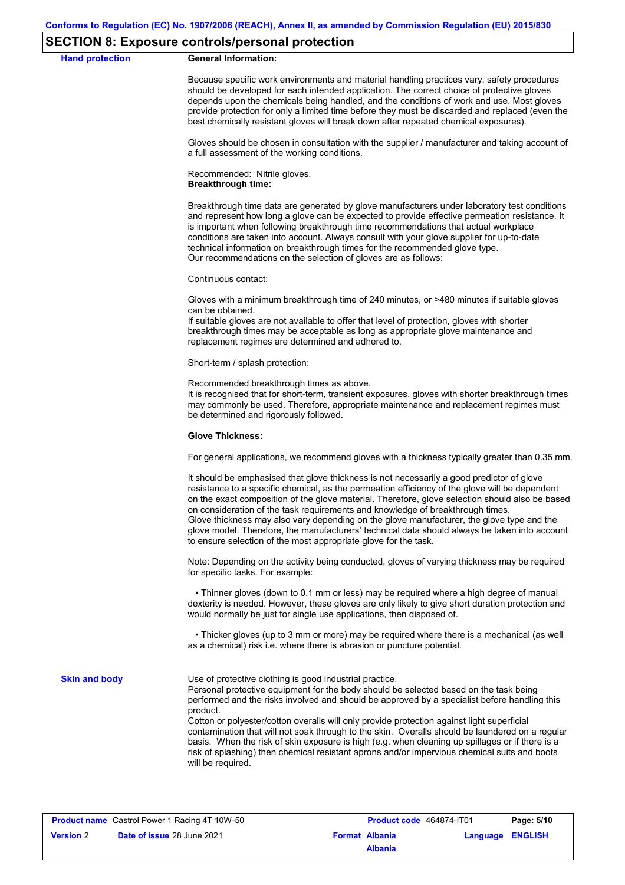## SECTION 8: Exposure controls/personal protection

**Hand protection**

**General Information:**

Because specific work environments and material handling practices vary, safety procedures should be developed for each intended application. The correct choice of protective gloves depends upon the chemicals being handled, and the conditions of work and use. Most gloves provide protection for only a limited time before they must be discarded and replaced (even the best chemically resistant gloves will break down after repeated chemical exposures).

Gloves should be chosen in consultation with the supplier / manufacturer and taking account of a full assessment of the working conditions.

Recommended: Nitrile gloves.
**Breakthrough time:**

Breakthrough time data are generated by glove manufacturers under laboratory test conditions and represent how long a glove can be expected to provide effective permeation resistance. It is important when following breakthrough time recommendations that actual workplace conditions are taken into account. Always consult with your glove supplier for up-to-date technical information on breakthrough times for the recommended glove type.
Our recommendations on the selection of gloves are as follows:

Continuous contact:

Gloves with a minimum breakthrough time of 240 minutes, or >480 minutes if suitable gloves can be obtained.
If suitable gloves are not available to offer that level of protection, gloves with shorter breakthrough times may be acceptable as long as appropriate glove maintenance and replacement regimes are determined and adhered to.

Short-term / splash protection:

Recommended breakthrough times as above.
It is recognised that for short-term, transient exposures, gloves with shorter breakthrough times may commonly be used. Therefore, appropriate maintenance and replacement regimes must be determined and rigorously followed.

**Glove Thickness:**

For general applications, we recommend gloves with a thickness typically greater than 0.35 mm.

It should be emphasised that glove thickness is not necessarily a good predictor of glove resistance to a specific chemical, as the permeation efficiency of the glove will be dependent on the exact composition of the glove material. Therefore, glove selection should also be based on consideration of the task requirements and knowledge of breakthrough times.
Glove thickness may also vary depending on the glove manufacturer, the glove type and the glove model. Therefore, the manufacturers' technical data should always be taken into account to ensure selection of the most appropriate glove for the task.

Note: Depending on the activity being conducted, gloves of varying thickness may be required for specific tasks. For example:

- Thinner gloves (down to 0.1 mm or less) may be required where a high degree of manual dexterity is needed. However, these gloves are only likely to give short duration protection and would normally be just for single use applications, then disposed of.

- Thicker gloves (up to 3 mm or more) may be required where there is a mechanical (as well as a chemical) risk i.e. where there is abrasion or puncture potential.

**Skin and body**

Use of protective clothing is good industrial practice.
Personal protective equipment for the body should be selected based on the task being performed and the risks involved and should be approved by a specialist before handling this product.
Cotton or polyester/cotton overalls will only provide protection against light superficial contamination that will not soak through to the skin. Overalls should be laundered on a regular basis. When the risk of skin exposure is high (e.g. when cleaning up spillages or if there is a risk of splashing) then chemical resistant aprons and/or impervious chemical suits and boots will be required.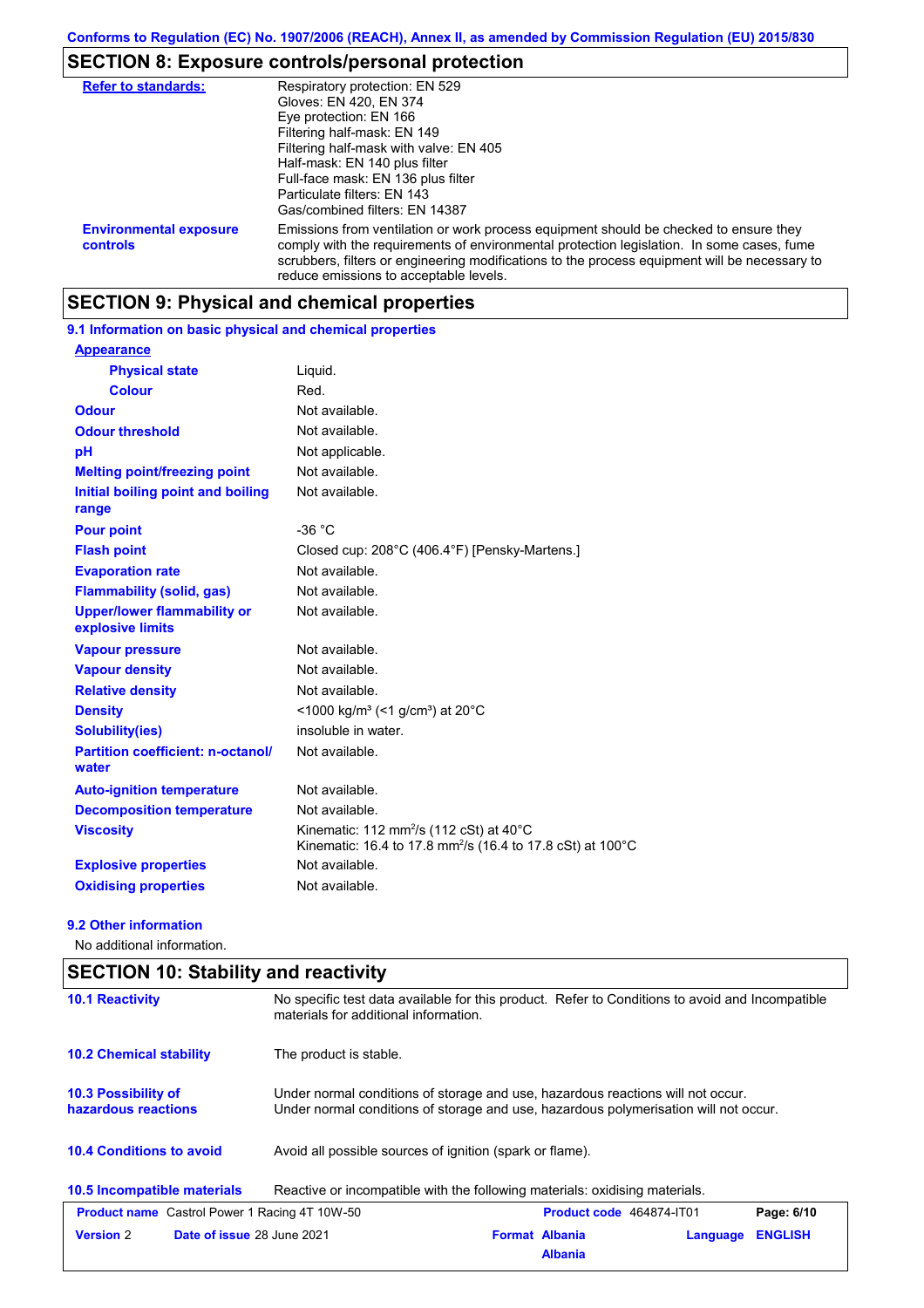## SECTION 8: Exposure controls/personal protection

| | |
|---|---|
| **Refer to standards:** | Respiratory protection: EN 529<br>Gloves: EN 420, EN 374<br>Eye protection: EN 166<br>Filtering half-mask: EN 149<br>Filtering half-mask with valve: EN 405<br>Half-mask: EN 140 plus filter<br>Full-face mask: EN 136 plus filter<br>Particulate filters: EN 143<br>Gas/combined filters: EN 14387 |
| **Environmental exposure controls** | Emissions from ventilation or work process equipment should be checked to ensure they comply with the requirements of environmental protection legislation. In some cases, fume scrubbers, filters or engineering modifications to the process equipment will be necessary to reduce emissions to acceptable levels. |

## SECTION 9: Physical and chemical properties

### 9.1 Information on basic physical and chemical properties

| | |
|---|---|
| **Appearance** | |
| **Physical state** | Liquid. |
| **Colour** | Red. |
| **Odour** | Not available. |
| **Odour threshold** | Not available. |
| **pH** | Not applicable. |
| **Melting point/freezing point** | Not available. |
| **Initial boiling point and boiling range** | Not available. |
| **Pour point** | -36 °C |
| **Flash point** | Closed cup: 208°C (406.4°F) [Pensky-Martens.] |
| **Evaporation rate** | Not available. |
| **Flammability (solid, gas)** | Not available. |
| **Upper/lower flammability or explosive limits** | Not available. |
| **Vapour pressure** | Not available. |
| **Vapour density** | Not available. |
| **Relative density** | Not available. |
| **Density** | <1000 kg/m³ (<1 g/cm³) at 20°C |
| **Solubility(ies)** | insoluble in water. |
| **Partition coefficient: n-octanol/water** | Not available. |
| **Auto-ignition temperature** | Not available. |
| **Decomposition temperature** | Not available. |
| **Viscosity** | Kinematic: 112 $mm^2/s$ (112 cSt) at 40°C<br>Kinematic: 16.4 to 17.8 $mm^2/s$ (16.4 to 17.8 cSt) at 100°C |
| **Explosive properties** | Not available. |
| **Oxidising properties** | Not available. |

### 9.2 Other information

No additional information.

## SECTION 10: Stability and reactivity

| | |
|---|---|
| **10.1 Reactivity** | No specific test data available for this product. Refer to Conditions to avoid and Incompatible materials for additional information. |
| **10.2 Chemical stability** | The product is stable. |
| **10.3 Possibility of hazardous reactions** | Under normal conditions of storage and use, hazardous reactions will not occur.<br>Under normal conditions of storage and use, hazardous polymerisation will not occur. |
| **10.4 Conditions to avoid** | Avoid all possible sources of ignition (spark or flame). |
| **10.5 Incompatible materials** | Reactive or incompatible with the following materials: oxidising materials. |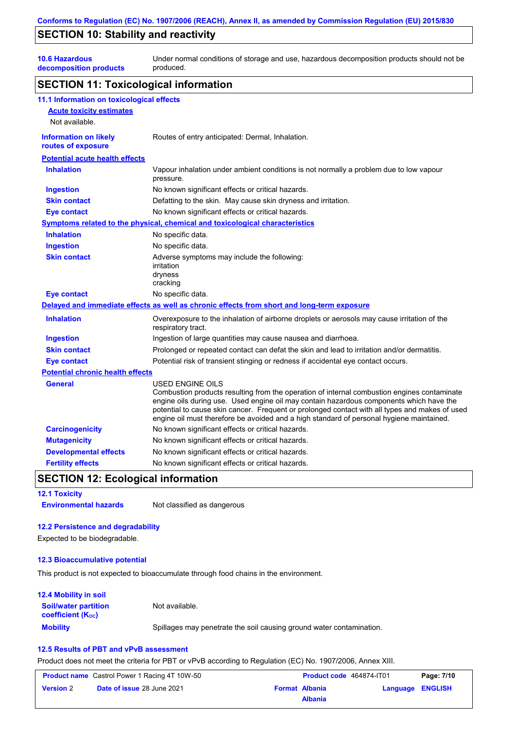## SECTION 10: Stability and reactivity

| | |
|---|---|
| **10.6 Hazardous decomposition products** | Under normal conditions of storage and use, hazardous decomposition products should not be produced. |

## SECTION 11: Toxicological information

### 11.1 Information on toxicological effects

**Acute toxicity estimates**

Not available.

| | |
|---|---|
| **Information on likely routes of exposure** | Routes of entry anticipated: Dermal, Inhalation. |

**Potential acute health effects**

| | |
|---|---|
| **Inhalation** | Vapour inhalation under ambient conditions is not normally a problem due to low vapour pressure. |
| **Ingestion** | No known significant effects or critical hazards. |
| **Skin contact** | Defatting to the skin. May cause skin dryness and irritation. |
| **Eye contact** | No known significant effects or critical hazards. |

**Symptoms related to the physical, chemical and toxicological characteristics**

| | |
|---|---|
| **Inhalation** | No specific data. |
| **Ingestion** | No specific data. |
| **Skin contact** | Adverse symptoms may include the following:<br>irritation<br>dryness<br>cracking |
| **Eye contact** | No specific data. |

**Delayed and immediate effects as well as chronic effects from short and long-term exposure**

| | |
|---|---|
| **Inhalation** | Overexposure to the inhalation of airborne droplets or aerosols may cause irritation of the respiratory tract. |
| **Ingestion** | Ingestion of large quantities may cause nausea and diarrhoea. |
| **Skin contact** | Prolonged or repeated contact can defat the skin and lead to irritation and/or dermatitis. |
| **Eye contact** | Potential risk of transient stinging or redness if accidental eye contact occurs. |

**Potential chronic health effects**

| | |
|---|---|
| **General** | USED ENGINE OILS<br>Combustion products resulting from the operation of internal combustion engines contaminate engine oils during use. Used engine oil may contain hazardous components which have the potential to cause skin cancer. Frequent or prolonged contact with all types and makes of used engine oil must therefore be avoided and a high standard of personal hygiene maintained. |
| **Carcinogenicity** | No known significant effects or critical hazards. |
| **Mutagenicity** | No known significant effects or critical hazards. |
| **Developmental effects** | No known significant effects or critical hazards. |
| **Fertility effects** | No known significant effects or critical hazards. |

## SECTION 12: Ecological information

### 12.1 Toxicity

| | |
|---|---|
| **Environmental hazards** | Not classified as dangerous |

### 12.2 Persistence and degradability

Expected to be biodegradable.

### 12.3 Bioaccumulative potential

This product is not expected to bioaccumulate through food chains in the environment.

### 12.4 Mobility in soil

| | |
|---|---|
| **Soil/water partition coefficient ($K_{OC}$)** | Not available. |
| **Mobility** | Spillages may penetrate the soil causing ground water contamination. |

### 12.5 Results of PBT and vPvB assessment

Product does not meet the criteria for PBT or vPvB according to Regulation (EC) No. 1907/2006, Annex XIII.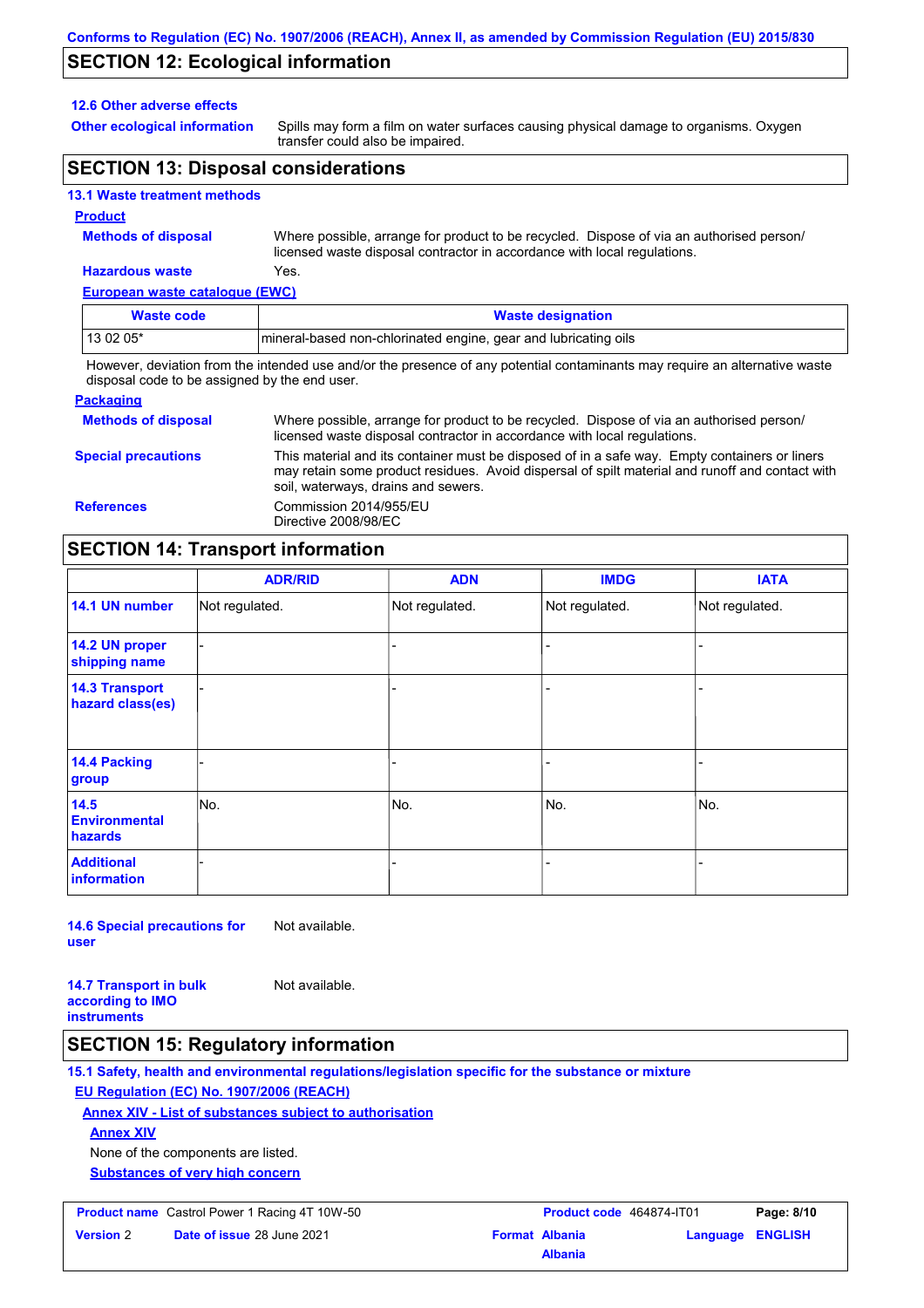## SECTION 12: Ecological information

### 12.6 Other adverse effects

**Other ecological information**: Spills may form a film on water surfaces causing physical damage to organisms. Oxygen transfer could also be impaired.

## SECTION 13: Disposal considerations

### 13.1 Waste treatment methods

**Product**

**Methods of disposal**: Where possible, arrange for product to be recycled. Dispose of via an authorised person/licensed waste disposal contractor in accordance with local regulations.

**Hazardous waste**: Yes.

**European waste catalogue (EWC)**

| Waste code | Waste designation |
|---|---|
| 13 02 05* | mineral-based non-chlorinated engine, gear and lubricating oils |

However, deviation from the intended use and/or the presence of any potential contaminants may require an alternative waste disposal code to be assigned by the end user.

**Packaging**

**Methods of disposal**: Where possible, arrange for product to be recycled. Dispose of via an authorised person/licensed waste disposal contractor in accordance with local regulations.

**Special precautions**: This material and its container must be disposed of in a safe way. Empty containers or liners may retain some product residues. Avoid dispersal of spilt material and runoff and contact with soil, waterways, drains and sewers.

**References**: Commission 2014/955/EU
Directive 2008/98/EC

## SECTION 14: Transport information

| | ADR/RID | ADN | IMDG | IATA |
|---|---|---|---|---|
| **14.1 UN number** | Not regulated. | Not regulated. | Not regulated. | Not regulated. |
| **14.2 UN proper shipping name** | - | - | - | - |
| **14.3 Transport hazard class(es)** | - | - | - | - |
| **14.4 Packing group** | - | - | - | - |
| **14.5 Environmental hazards** | No. | No. | No. | No. |
| **Additional information** | - | - | - | - |

**14.6 Special precautions for user**: Not available.

**14.7 Transport in bulk according to IMO instruments**: Not available.

## SECTION 15: Regulatory information

### 15.1 Safety, health and environmental regulations/legislation specific for the substance or mixture

**EU Regulation (EC) No. 1907/2006 (REACH)**

**Annex XIV - List of substances subject to authorisation**

**Annex XIV**

None of the components are listed.

**Substances of very high concern**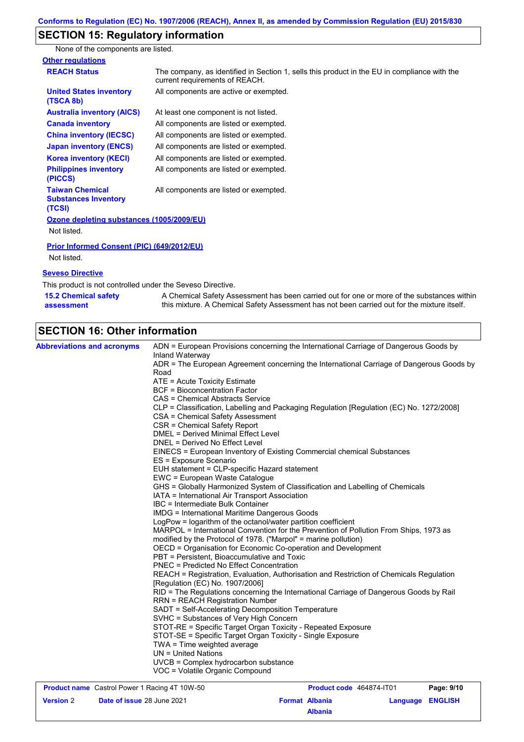## SECTION 15: Regulatory information

None of the components are listed.

**Other regulations**

| | |
|---|---|
| **REACH Status** | The company, as identified in Section 1, sells this product in the EU in compliance with the current requirements of REACH. |
| **United States inventory (TSCA 8b)** | All components are active or exempted. |
| **Australia inventory (AICS)** | At least one component is not listed. |
| **Canada inventory** | All components are listed or exempted. |
| **China inventory (IECSC)** | All components are listed or exempted. |
| **Japan inventory (ENCS)** | All components are listed or exempted. |
| **Korea inventory (KECI)** | All components are listed or exempted. |
| **Philippines inventory (PICCS)** | All components are listed or exempted. |
| **Taiwan Chemical Substances Inventory (TCSI)** | All components are listed or exempted. |

**Ozone depleting substances (1005/2009/EU)**

Not listed.

**Prior Informed Consent (PIC) (649/2012/EU)**

Not listed.

**Seveso Directive**

This product is not controlled under the Seveso Directive.

**15.2 Chemical safety assessment**: A Chemical Safety Assessment has been carried out for one or more of the substances within this mixture. A Chemical Safety Assessment has not been carried out for the mixture itself.

## SECTION 16: Other information

**Abbreviations and acronyms**

ADN = European Provisions concerning the International Carriage of Dangerous Goods by Inland Waterway
ADR = The European Agreement concerning the International Carriage of Dangerous Goods by Road
ATE = Acute Toxicity Estimate
BCF = Bioconcentration Factor
CAS = Chemical Abstracts Service
CLP = Classification, Labelling and Packaging Regulation [Regulation (EC) No. 1272/2008]
CSA = Chemical Safety Assessment
CSR = Chemical Safety Report
DMEL = Derived Minimal Effect Level
DNEL = Derived No Effect Level
EINECS = European Inventory of Existing Commercial chemical Substances
ES = Exposure Scenario
EUH statement = CLP-specific Hazard statement
EWC = European Waste Catalogue
GHS = Globally Harmonized System of Classification and Labelling of Chemicals
IATA = International Air Transport Association
IBC = Intermediate Bulk Container
IMDG = International Maritime Dangerous Goods
LogPow = logarithm of the octanol/water partition coefficient
MARPOL = International Convention for the Prevention of Pollution From Ships, 1973 as modified by the Protocol of 1978. ("Marpol" = marine pollution)
OECD = Organisation for Economic Co-operation and Development
PBT = Persistent, Bioaccumulative and Toxic
PNEC = Predicted No Effect Concentration
REACH = Registration, Evaluation, Authorisation and Restriction of Chemicals Regulation [Regulation (EC) No. 1907/2006]
RID = The Regulations concerning the International Carriage of Dangerous Goods by Rail
RRN = REACH Registration Number
SADT = Self-Accelerating Decomposition Temperature
SVHC = Substances of Very High Concern
STOT-RE = Specific Target Organ Toxicity - Repeated Exposure
STOT-SE = Specific Target Organ Toxicity - Single Exposure
TWA = Time weighted average
UN = United Nations
UVCB = Complex hydrocarbon substance
VOC = Volatile Organic Compound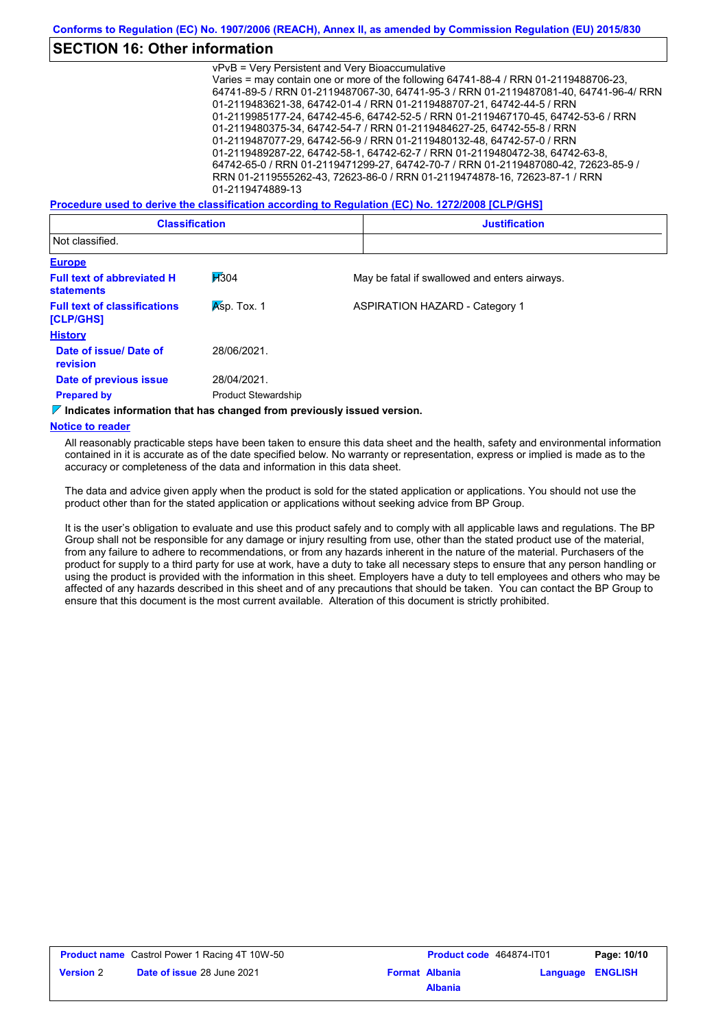## SECTION 16: Other information

vPvB = Very Persistent and Very Bioaccumulative
Varies = may contain one or more of the following 64741-88-4 / RRN 01-2119488706-23, 64741-89-5 / RRN 01-2119487067-30, 64741-95-3 / RRN 01-2119487081-40, 64741-96-4/ RRN 01-2119483621-38, 64742-01-4 / RRN 01-2119488707-21, 64742-44-5 / RRN 01-2119985177-24, 64742-45-6, 64742-52-5 / RRN 01-2119467170-45, 64742-53-6 / RRN 01-2119480375-34, 64742-54-7 / RRN 01-2119484627-25, 64742-55-8 / RRN 01-2119487077-29, 64742-56-9 / RRN 01-2119480132-48, 64742-57-0 / RRN 01-2119489287-22, 64742-58-1, 64742-62-7 / RRN 01-2119480472-38, 64742-63-8, 64742-65-0 / RRN 01-2119471299-27, 64742-70-7 / RRN 01-2119487080-42, 72623-85-9 / RRN 01-2119555262-43, 72623-86-0 / RRN 01-2119474878-16, 72623-87-1 / RRN 01-2119474889-13

**Procedure used to derive the classification according to Regulation (EC) No. 1272/2008 [CLP/GHS]**

| Classification | Justification |
|---|---|
| Not classified. | |

**Europe**

| | | |
|---|---|---|
| **Full text of abbreviated H statements** | H304 | May be fatal if swallowed and enters airways. |
| **Full text of classifications [CLP/GHS]** | Asp. Tox. 1 | ASPIRATION HAZARD - Category 1 |

**History**

| | |
|---|---|
| **Date of issue/ Date of revision** | 28/06/2021. |
| **Date of previous issue** | 28/04/2021. |
| **Prepared by** | Product Stewardship |

**Indicates information that has changed from previously issued version.**

**Notice to reader**

All reasonably practicable steps have been taken to ensure this data sheet and the health, safety and environmental information contained in it is accurate as of the date specified below. No warranty or representation, express or implied is made as to the accuracy or completeness of the data and information in this data sheet.

The data and advice given apply when the product is sold for the stated application or applications. You should not use the product other than for the stated application or applications without seeking advice from BP Group.

It is the user's obligation to evaluate and use this product safely and to comply with all applicable laws and regulations. The BP Group shall not be responsible for any damage or injury resulting from use, other than the stated product use of the material, from any failure to adhere to recommendations, or from any hazards inherent in the nature of the material. Purchasers of the product for supply to a third party for use at work, have a duty to take all necessary steps to ensure that any person handling or using the product is provided with the information in this sheet. Employers have a duty to tell employees and others who may be affected of any hazards described in this sheet and of any precautions that should be taken. You can contact the BP Group to ensure that this document is the most current available. Alteration of this document is strictly prohibited.